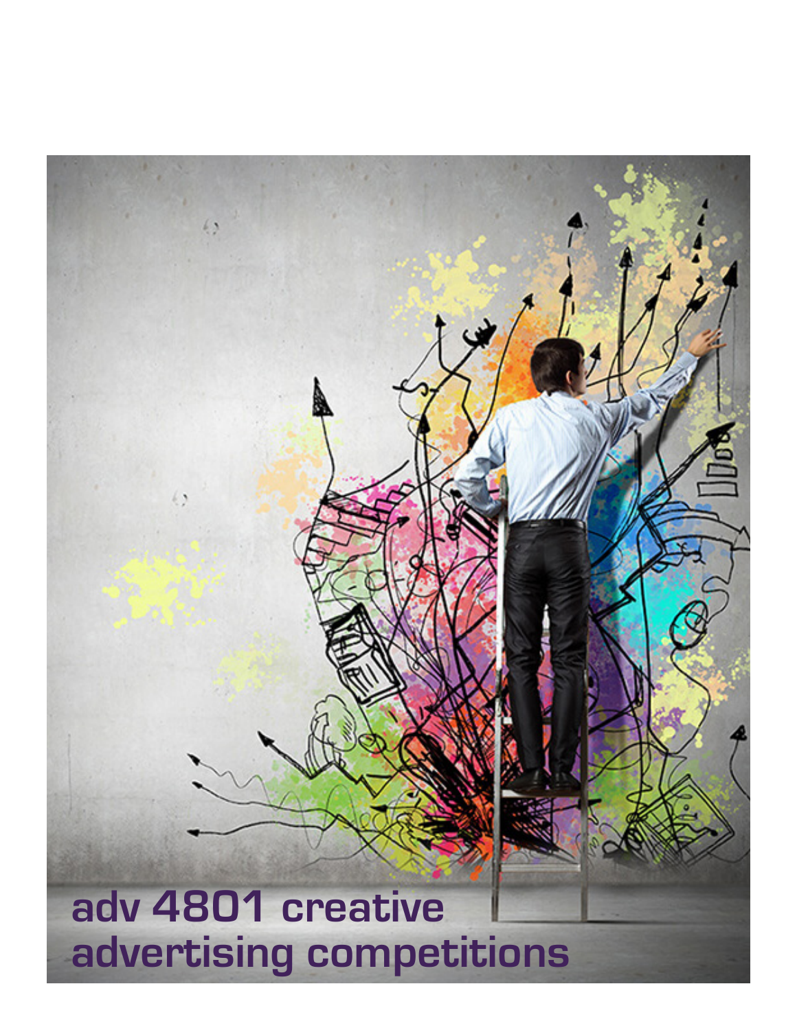# adv 4801 creative advertising competitions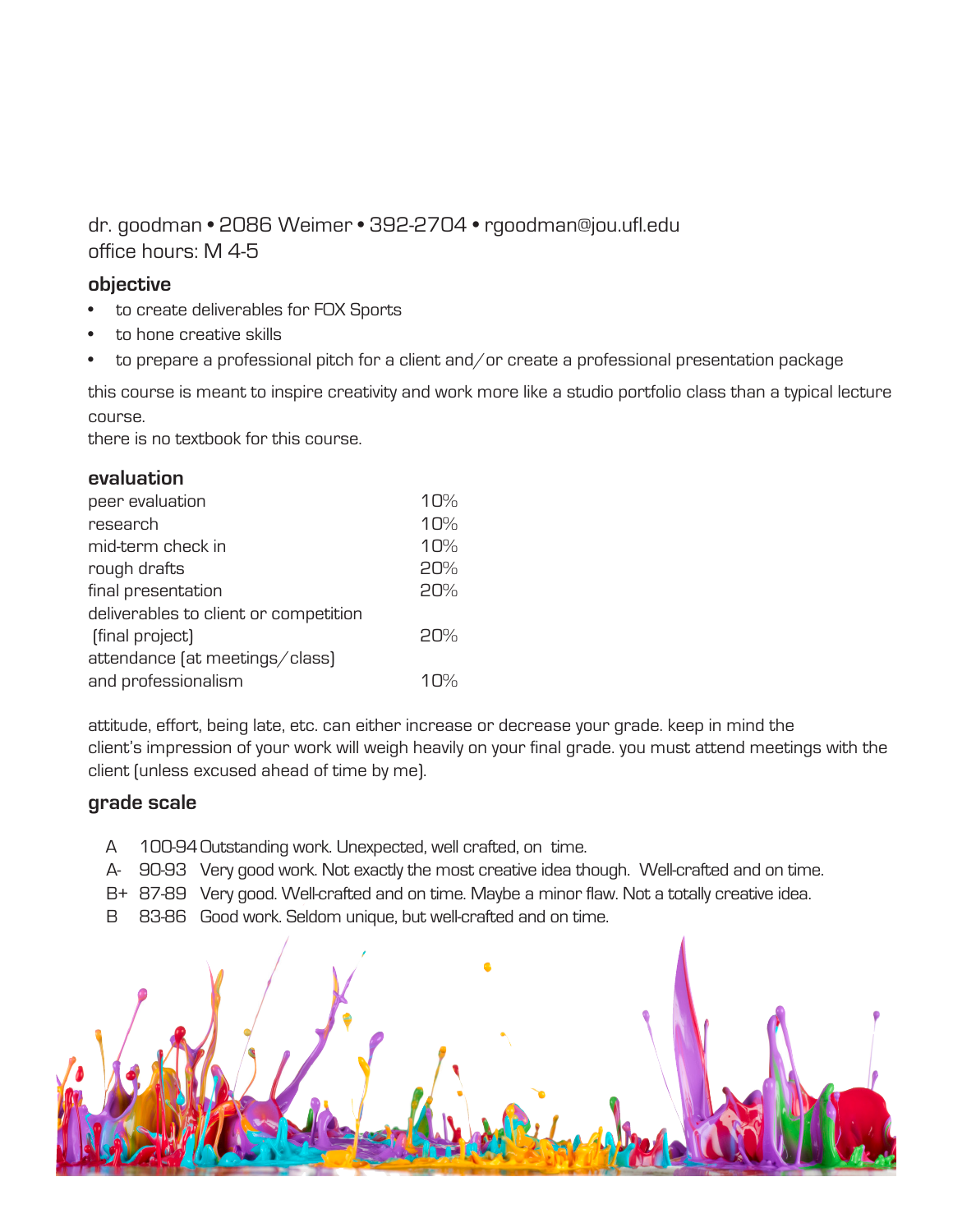dr. goodman • 2086 Weimer • 392-2704 • rgoodman@jou.ufl.edu
office hours: M 4-5

## objective

- to create deliverables for FOX Sports
- to hone creative skills
- to prepare a professional pitch for a client and/or create a professional presentation package

this course is meant to inspire creativity and work more like a studio portfolio class than a typical lecture course.
there is no textbook for this course.

## evaluation

| | |
|---|---|
| peer evaluation | 10% |
| research | 10% |
| mid-term check in | 10% |
| rough drafts | 20% |
| final presentation | 20% |
| deliverables to client or competition (final project) | 20% |
| attendance (at meetings/class) and professionalism | 10% |

attitude, effort, being late, etc. can either increase or decrease your grade. keep in mind the client's impression of your work will weigh heavily on your final grade. you must attend meetings with the client (unless excused ahead of time by me).

## grade scale

| | | |
|---|---|---|
| A | 100-94 | Outstanding work. Unexpected, well crafted, on time. |
| A- | 90-93 | Very good work. Not exactly the most creative idea though. Well-crafted and on time. |
| B+ | 87-89 | Very good. Well-crafted and on time. Maybe a minor flaw. Not a totally creative idea. |
| B | 83-86 | Good work. Seldom unique, but well-crafted and on time. |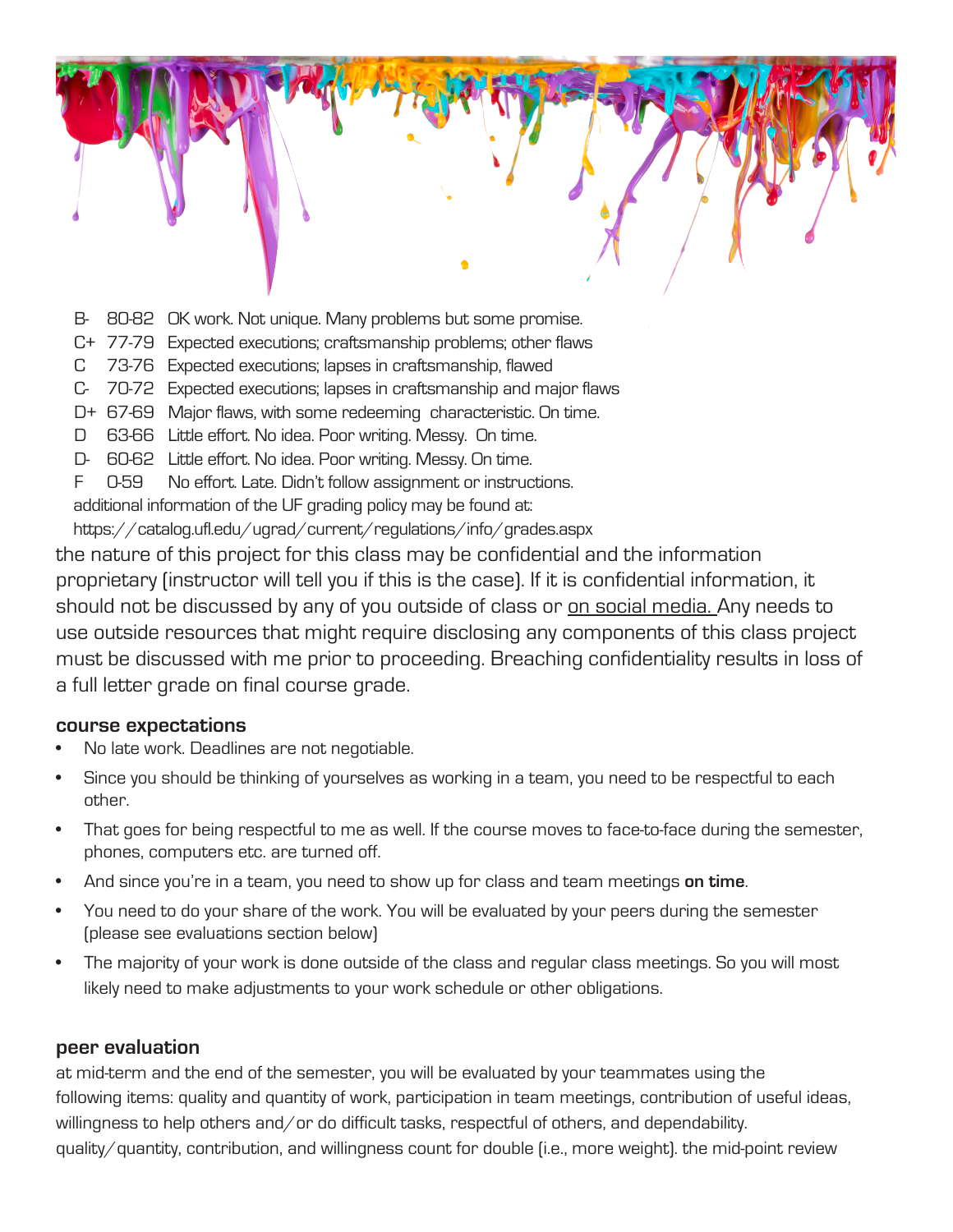| B- | 80-82 | OK work. Not unique. Many problems but some promise. |
|---|---|---|
| C+ | 77-79 | Expected executions; craftsmanship problems; other flaws |
| C | 73-76 | Expected executions; lapses in craftsmanship, flawed |
| C- | 70-72 | Expected executions; lapses in craftsmanship and major flaws |
| D+ | 67-69 | Major flaws, with some redeeming characteristic. On time. |
| D | 63-66 | Little effort. No idea. Poor writing. Messy. On time. |
| D- | 60-62 | Little effort. No idea. Poor writing. Messy. On time. |
| F | 0-59 | No effort. Late. Didn't follow assignment or instructions. |

additional information of the UF grading policy may be found at:
https://catalog.ufl.edu/ugrad/current/regulations/info/grades.aspx

the nature of this project for this class may be confidential and the information proprietary (instructor will tell you if this is the case). If it is confidential information, it should not be discussed by any of you outside of class or <u>on social media.</u> Any needs to use outside resources that might require disclosing any components of this class project must be discussed with me prior to proceeding. Breaching confidentiality results in loss of a full letter grade on final course grade.

### course expectations

- No late work. Deadlines are not negotiable.
- Since you should be thinking of yourselves as working in a team, you need to be respectful to each other.
- That goes for being respectful to me as well. If the course moves to face-to-face during the semester, phones, computers etc. are turned off.
- And since you're in a team, you need to show up for class and team meetings **on time**.
- You need to do your share of the work. You will be evaluated by your peers during the semester (please see evaluations section below)
- The majority of your work is done outside of the class and regular class meetings. So you will most likely need to make adjustments to your work schedule or other obligations.

### peer evaluation

at mid-term and the end of the semester, you will be evaluated by your teammates using the following items: quality and quantity of work, participation in team meetings, contribution of useful ideas, willingness to help others and/or do difficult tasks, respectful of others, and dependability. quality/quantity, contribution, and willingness count for double (i.e., more weight). the mid-point review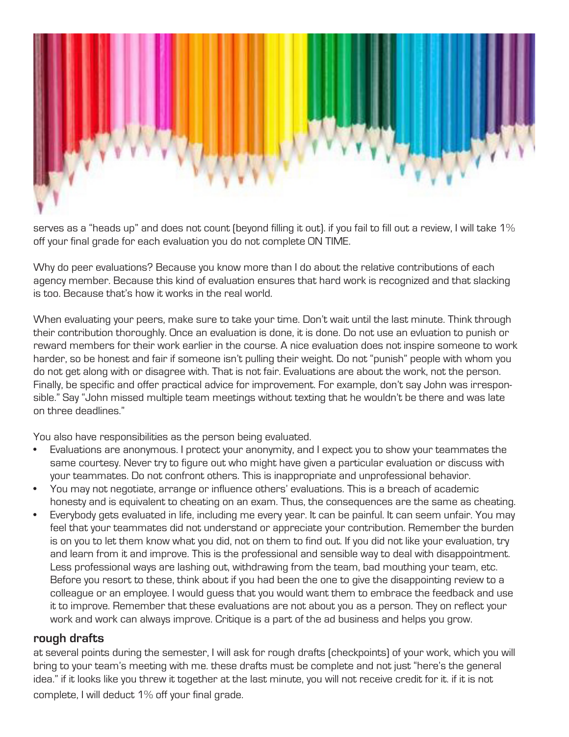serves as a "heads up" and does not count (beyond filling it out). if you fail to fill out a review, I will take 1% off your final grade for each evaluation you do not complete ON TIME.

Why do peer evaluations? Because you know more than I do about the relative contributions of each agency member. Because this kind of evaluation ensures that hard work is recognized and that slacking is too. Because that's how it works in the real world.

When evaluating your peers, make sure to take your time. Don't wait until the last minute. Think through their contribution thoroughly. Once an evaluation is done, it is done. Do not use an evluation to punish or reward members for their work earlier in the course. A nice evaluation does not inspire someone to work harder, so be honest and fair if someone isn't pulling their weight. Do not "punish" people with whom you do not get along with or disagree with. That is not fair. Evaluations are about the work, not the person. Finally, be specific and offer practical advice for improvement. For example, don't say John was irresponsible." Say "John missed multiple team meetings without texting that he wouldn't be there and was late on three deadlines."

You also have responsibilities as the person being evaluated.

- Evaluations are anonymous. I protect your anonymity, and I expect you to show your teammates the same courtesy. Never try to figure out who might have given a particular evaluation or discuss with your teammates. Do not confront others. This is inappropriate and unprofessional behavior.
- You may not negotiate, arrange or influence others' evaluations. This is a breach of academic honesty and is equivalent to cheating on an exam. Thus, the consequences are the same as cheating.
- Everybody gets evaluated in life, including me every year. It can be painful. It can seem unfair. You may feel that your teammates did not understand or appreciate your contribution. Remember the burden is on you to let them know what you did, not on them to find out. If you did not like your evaluation, try and learn from it and improve. This is the professional and sensible way to deal with disappointment. Less professional ways are lashing out, withdrawing from the team, bad mouthing your team, etc. Before you resort to these, think about if you had been the one to give the disappointing review to a colleague or an employee. I would guess that you would want them to embrace the feedback and use it to improve. Remember that these evaluations are not about you as a person. They on reflect your work and work can always improve. Critique is a part of the ad business and helps you grow.

## rough drafts

at several points during the semester, I will ask for rough drafts (checkpoints) of your work, which you will bring to your team's meeting with me. these drafts must be complete and not just "here's the general idea." if it looks like you threw it together at the last minute, you will not receive credit for it. if it is not complete, I will deduct 1% off your final grade.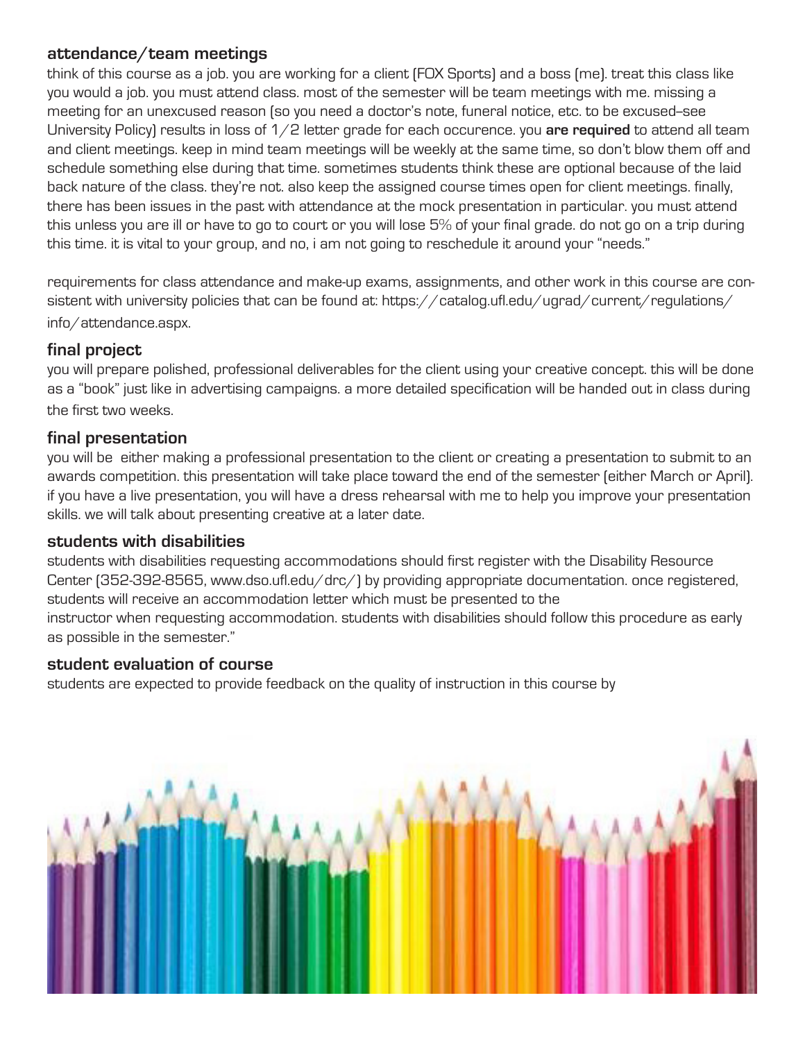## attendance/team meetings

think of this course as a job. you are working for a client (FOX Sports) and a boss (me). treat this class like you would a job. you must attend class. most of the semester will be team meetings with me. missing a meeting for an unexcused reason (so you need a doctor's note, funeral notice, etc. to be excused–see University Policy) results in loss of 1/2 letter grade for each occurence. you **are required** to attend all team and client meetings. keep in mind team meetings will be weekly at the same time, so don't blow them off and schedule something else during that time. sometimes students think these are optional because of the laid back nature of the class. they're not. also keep the assigned course times open for client meetings. finally, there has been issues in the past with attendance at the mock presentation in particular. you must attend this unless you are ill or have to go to court or you will lose 5% of your final grade. do not go on a trip during this time. it is vital to your group, and no, i am not going to reschedule it around your "needs."

requirements for class attendance and make-up exams, assignments, and other work in this course are consistent with university policies that can be found at: https://catalog.ufl.edu/ugrad/current/regulations/info/attendance.aspx.

## final project

you will prepare polished, professional deliverables for the client using your creative concept. this will be done as a "book" just like in advertising campaigns. a more detailed specification will be handed out in class during the first two weeks.

## final presentation

you will be either making a professional presentation to the client or creating a presentation to submit to an awards competition. this presentation will take place toward the end of the semester (either March or April). if you have a live presentation, you will have a dress rehearsal with me to help you improve your presentation skills. we will talk about presenting creative at a later date.

## students with disabilities

students with disabilities requesting accommodations should first register with the Disability Resource Center (352-392-8565, www.dso.ufl.edu/drc/) by providing appropriate documentation. once registered, students will receive an accommodation letter which must be presented to the instructor when requesting accommodation. students with disabilities should follow this procedure as early as possible in the semester."

## student evaluation of course

students are expected to provide feedback on the quality of instruction in this course by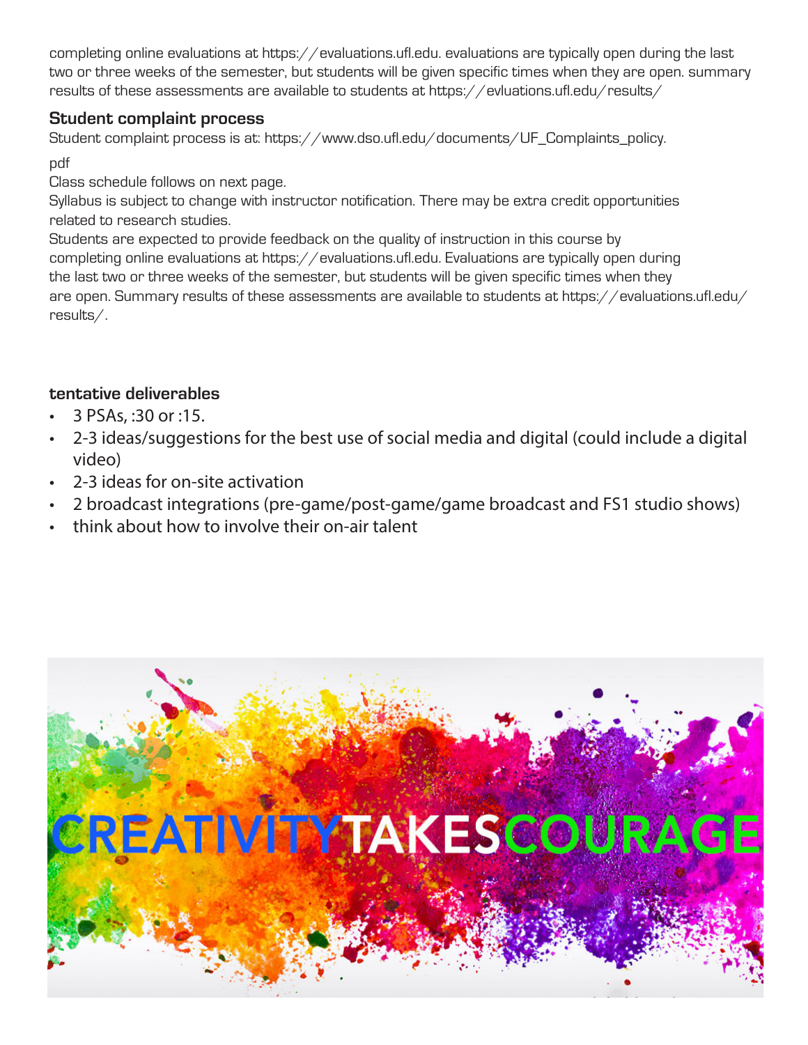completing online evaluations at https://evaluations.ufl.edu. evaluations are typically open during the last two or three weeks of the semester, but students will be given specific times when they are open. summary results of these assessments are available to students at https://evluations.ufl.edu/results/

### Student complaint process

Student complaint process is at: https://www.dso.ufl.edu/documents/UF_Complaints_policy.

pdf

Class schedule follows on next page.

Syllabus is subject to change with instructor notification. There may be extra credit opportunities related to research studies.

Students are expected to provide feedback on the quality of instruction in this course by completing online evaluations at https://evaluations.ufl.edu. Evaluations are typically open during the last two or three weeks of the semester, but students will be given specific times when they are open. Summary results of these assessments are available to students at https://evaluations.ufl.edu/results/.

### tentative deliverables

- 3 PSAs, :30 or :15.
- 2-3 ideas/suggestions for the best use of social media and digital (could include a digital video)
- 2-3 ideas for on-site activation
- 2 broadcast integrations (pre-game/post-game/game broadcast and FS1 studio shows)
- think about how to involve their on-air talent

CREATIVITYTAKESCOURAGE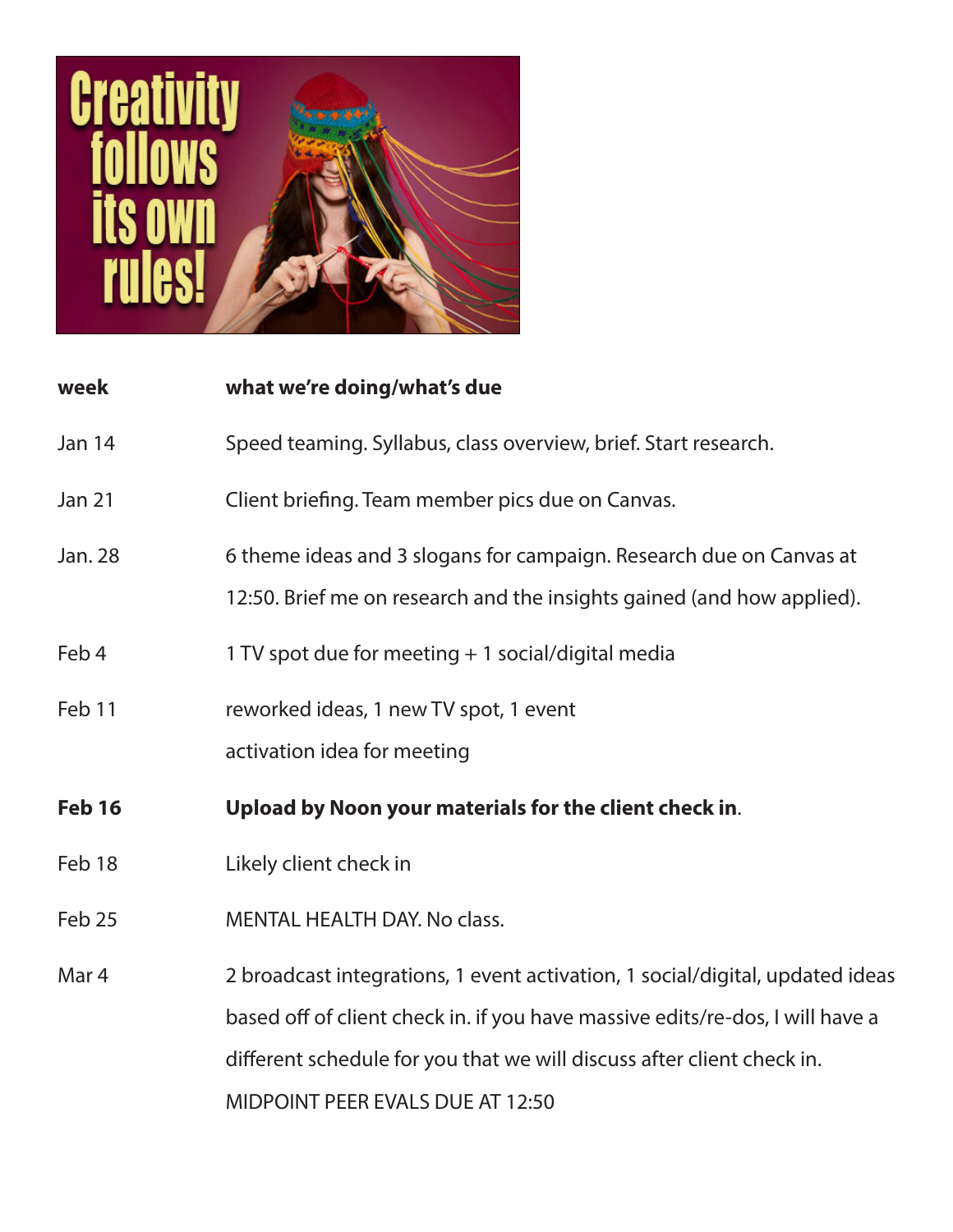| week | what we're doing/what's due |
| --- | --- |
| Jan 14 | Speed teaming. Syllabus, class overview, brief. Start research. |
| Jan 21 | Client briefing. Team member pics due on Canvas. |
| Jan. 28 | 6 theme ideas and 3 slogans for campaign. Research due on Canvas at 12:50. Brief me on research and the insights gained (and how applied). |
| Feb 4 | 1 TV spot due for meeting + 1 social/digital media |
| Feb 11 | reworked ideas, 1 new TV spot, 1 event activation idea for meeting |
| **Feb 16** | **Upload by Noon your materials for the client check in**. |
| Feb 18 | Likely client check in |
| Feb 25 | MENTAL HEALTH DAY. No class. |
| Mar 4 | 2 broadcast integrations, 1 event activation, 1 social/digital, updated ideas based off of client check in. if you have massive edits/re-dos, I will have a different schedule for you that we will discuss after client check in. MIDPOINT PEER EVALS DUE AT 12:50 |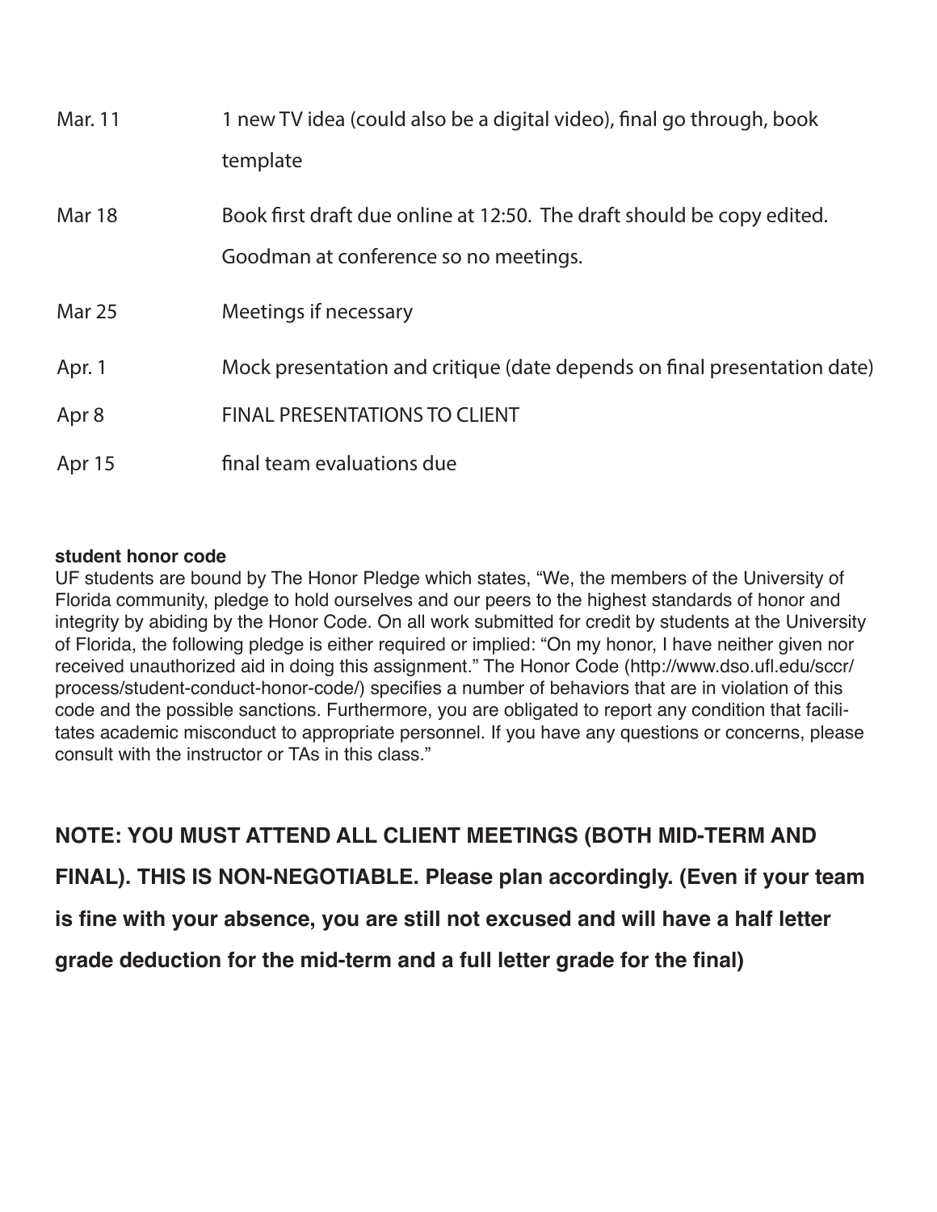| | |
|---|---|
| Mar. 11 | 1 new TV idea (could also be a digital video), final go through, book template |
| Mar 18 | Book first draft due online at 12:50. The draft should be copy edited. Goodman at conference so no meetings. |
| Mar 25 | Meetings if necessary |
| Apr. 1 | Mock presentation and critique (date depends on final presentation date) |
| Apr 8 | FINAL PRESENTATIONS TO CLIENT |
| Apr 15 | final team evaluations due |

**student honor code**

UF students are bound by The Honor Pledge which states, "We, the members of the University of Florida community, pledge to hold ourselves and our peers to the highest standards of honor and integrity by abiding by the Honor Code. On all work submitted for credit by students at the University of Florida, the following pledge is either required or implied: "On my honor, I have neither given nor received unauthorized aid in doing this assignment." The Honor Code (http://www.dso.ufl.edu/sccr/process/student-conduct-honor-code/) specifies a number of behaviors that are in violation of this code and the possible sanctions. Furthermore, you are obligated to report any condition that facilitates academic misconduct to appropriate personnel. If you have any questions or concerns, please consult with the instructor or TAs in this class."

**NOTE: YOU MUST ATTEND ALL CLIENT MEETINGS (BOTH MID-TERM AND FINAL). THIS IS NON-NEGOTIABLE. Please plan accordingly. (Even if your team is fine with your absence, you are still not excused and will have a half letter grade deduction for the mid-term and a full letter grade for the final)**